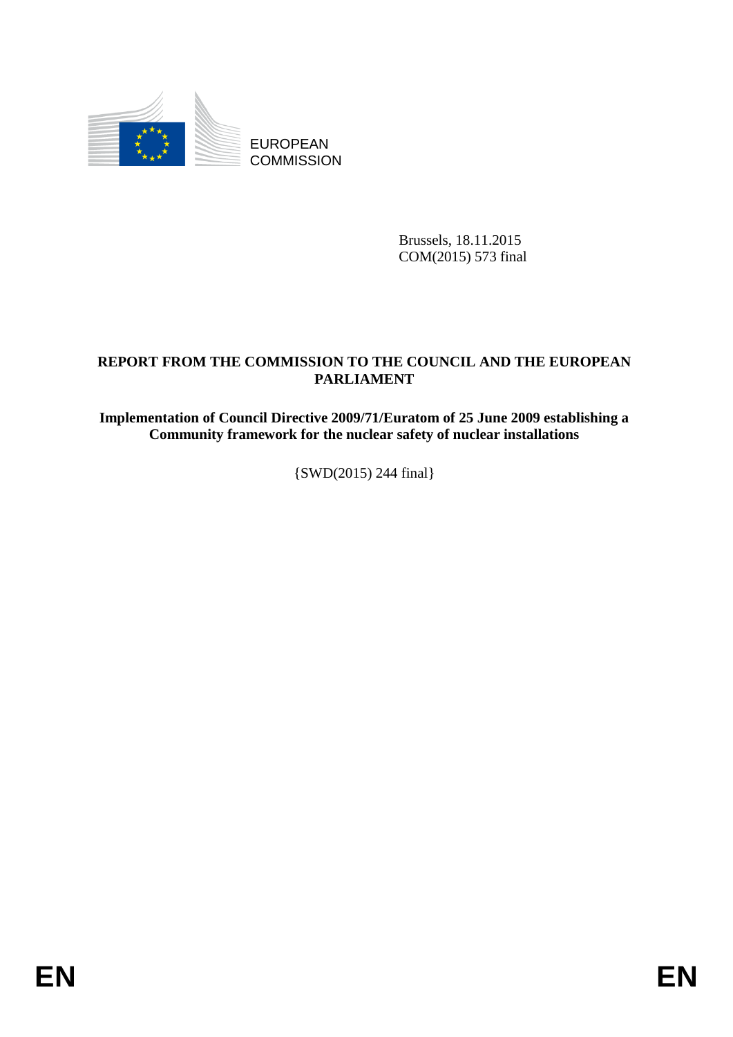EUROPEAN
COMMISSION

Brussels, 18.11.2015
COM(2015) 573 final

**REPORT FROM THE COMMISSION TO THE COUNCIL AND THE EUROPEAN PARLIAMENT**

**Implementation of Council Directive 2009/71/Euratom of 25 June 2009 establishing a Community framework for the nuclear safety of nuclear installations**

{SWD(2015) 244 final}

EN EN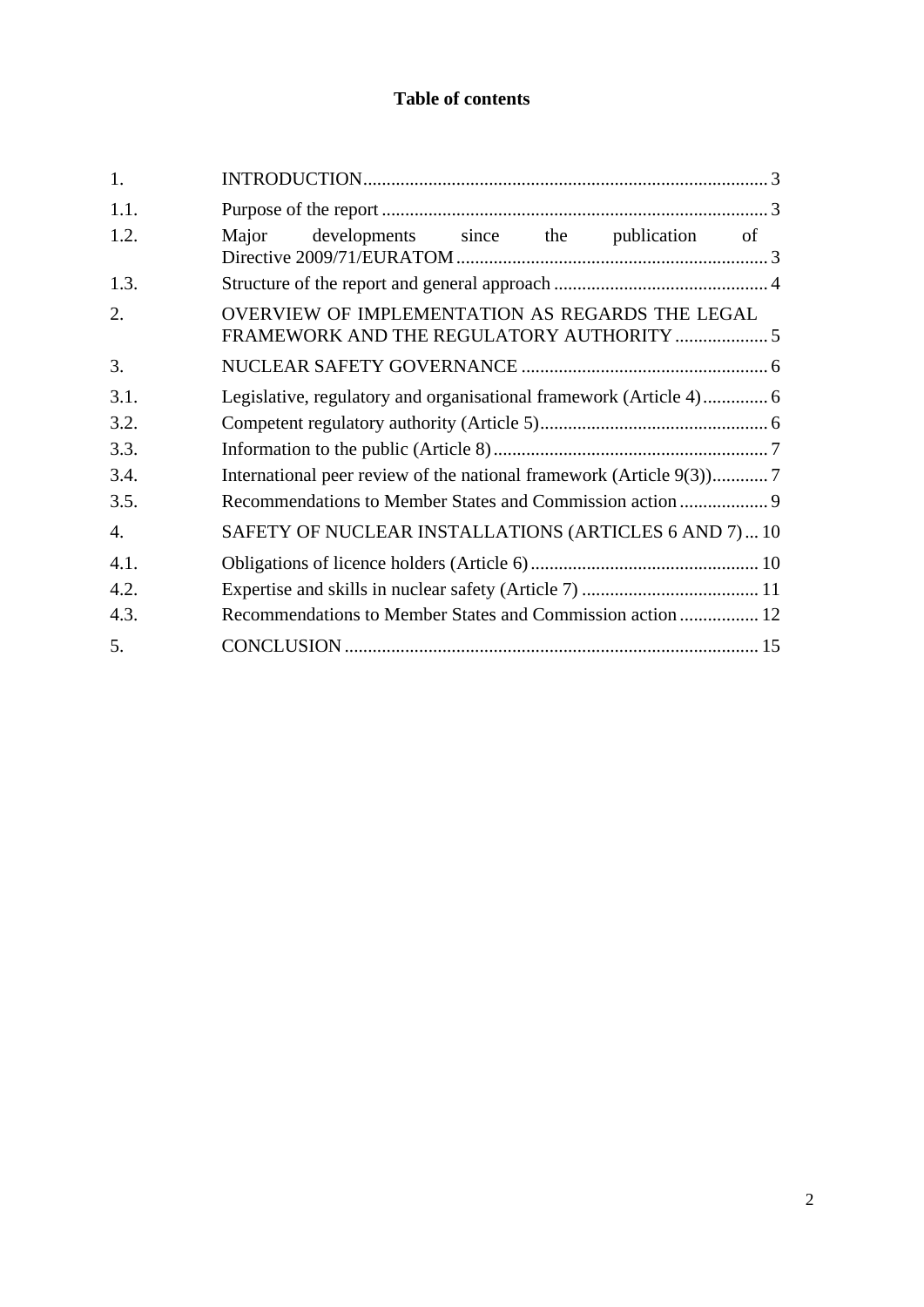**Table of contents**

| | | |
|---|---|---|
| 1. | INTRODUCTION | 3 |
| 1.1. | Purpose of the report | 3 |
| 1.2. | Major developments since the publication of Directive 2009/71/EURATOM | 3 |
| 1.3. | Structure of the report and general approach | 4 |
| 2. | OVERVIEW OF IMPLEMENTATION AS REGARDS THE LEGAL FRAMEWORK AND THE REGULATORY AUTHORITY | 5 |
| 3. | NUCLEAR SAFETY GOVERNANCE | 6 |
| 3.1. | Legislative, regulatory and organisational framework (Article 4) | 6 |
| 3.2. | Competent regulatory authority (Article 5) | 6 |
| 3.3. | Information to the public (Article 8) | 7 |
| 3.4. | International peer review of the national framework (Article 9(3)) | 7 |
| 3.5. | Recommendations to Member States and Commission action | 9 |
| 4. | SAFETY OF NUCLEAR INSTALLATIONS (ARTICLES 6 AND 7) | 10 |
| 4.1. | Obligations of licence holders (Article 6) | 10 |
| 4.2. | Expertise and skills in nuclear safety (Article 7) | 11 |
| 4.3. | Recommendations to Member States and Commission action | 12 |
| 5. | CONCLUSION | 15 |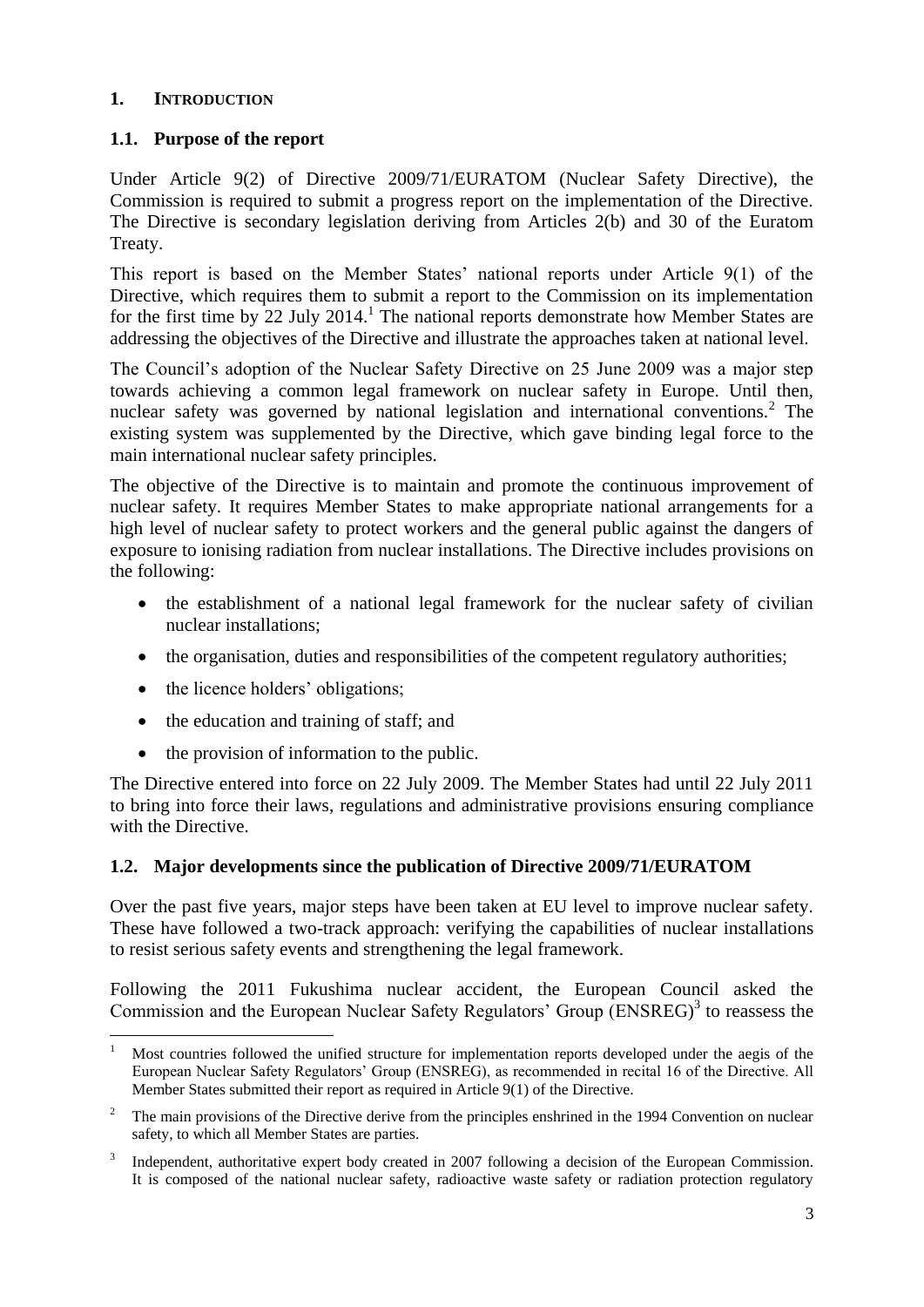## 1. INTRODUCTION

### 1.1. Purpose of the report

Under Article 9(2) of Directive 2009/71/EURATOM (Nuclear Safety Directive), the Commission is required to submit a progress report on the implementation of the Directive. The Directive is secondary legislation deriving from Articles 2(b) and 30 of the Euratom Treaty.

This report is based on the Member States' national reports under Article 9(1) of the Directive, which requires them to submit a report to the Commission on its implementation for the first time by 22 July 2014.[1] The national reports demonstrate how Member States are addressing the objectives of the Directive and illustrate the approaches taken at national level.

The Council's adoption of the Nuclear Safety Directive on 25 June 2009 was a major step towards achieving a common legal framework on nuclear safety in Europe. Until then, nuclear safety was governed by national legislation and international conventions.[2] The existing system was supplemented by the Directive, which gave binding legal force to the main international nuclear safety principles.

The objective of the Directive is to maintain and promote the continuous improvement of nuclear safety. It requires Member States to make appropriate national arrangements for a high level of nuclear safety to protect workers and the general public against the dangers of exposure to ionising radiation from nuclear installations. The Directive includes provisions on the following:

- the establishment of a national legal framework for the nuclear safety of civilian nuclear installations;
- the organisation, duties and responsibilities of the competent regulatory authorities;
- the licence holders' obligations;
- the education and training of staff; and
- the provision of information to the public.

The Directive entered into force on 22 July 2009. The Member States had until 22 July 2011 to bring into force their laws, regulations and administrative provisions ensuring compliance with the Directive.

### 1.2. Major developments since the publication of Directive 2009/71/EURATOM

Over the past five years, major steps have been taken at EU level to improve nuclear safety. These have followed a two-track approach: verifying the capabilities of nuclear installations to resist serious safety events and strengthening the legal framework.

Following the 2011 Fukushima nuclear accident, the European Council asked the Commission and the European Nuclear Safety Regulators' Group (ENSREG)[3] to reassess the

---

[1] Most countries followed the unified structure for implementation reports developed under the aegis of the European Nuclear Safety Regulators' Group (ENSREG), as recommended in recital 16 of the Directive. All Member States submitted their report as required in Article 9(1) of the Directive.

[2] The main provisions of the Directive derive from the principles enshrined in the 1994 Convention on nuclear safety, to which all Member States are parties.

[3] Independent, authoritative expert body created in 2007 following a decision of the European Commission. It is composed of the national nuclear safety, radioactive waste safety or radiation protection regulatory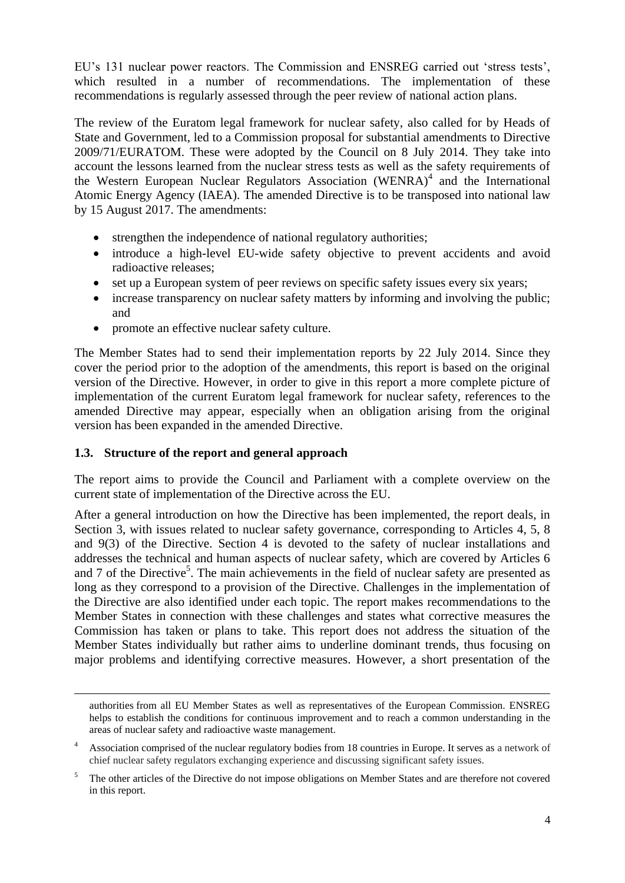EU's 131 nuclear power reactors. The Commission and ENSREG carried out 'stress tests', which resulted in a number of recommendations. The implementation of these recommendations is regularly assessed through the peer review of national action plans.

The review of the Euratom legal framework for nuclear safety, also called for by Heads of State and Government, led to a Commission proposal for substantial amendments to Directive 2009/71/EURATOM. These were adopted by the Council on 8 July 2014. They take into account the lessons learned from the nuclear stress tests as well as the safety requirements of the Western European Nuclear Regulators Association (WENRA)[4] and the International Atomic Energy Agency (IAEA). The amended Directive is to be transposed into national law by 15 August 2017. The amendments:

- strengthen the independence of national regulatory authorities;
- introduce a high-level EU-wide safety objective to prevent accidents and avoid radioactive releases;
- set up a European system of peer reviews on specific safety issues every six years;
- increase transparency on nuclear safety matters by informing and involving the public; and
- promote an effective nuclear safety culture.

The Member States had to send their implementation reports by 22 July 2014. Since they cover the period prior to the adoption of the amendments, this report is based on the original version of the Directive. However, in order to give in this report a more complete picture of implementation of the current Euratom legal framework for nuclear safety, references to the amended Directive may appear, especially when an obligation arising from the original version has been expanded in the amended Directive.

### 1.3. Structure of the report and general approach

The report aims to provide the Council and Parliament with a complete overview on the current state of implementation of the Directive across the EU.

After a general introduction on how the Directive has been implemented, the report deals, in Section 3, with issues related to nuclear safety governance, corresponding to Articles 4, 5, 8 and 9(3) of the Directive. Section 4 is devoted to the safety of nuclear installations and addresses the technical and human aspects of nuclear safety, which are covered by Articles 6 and 7 of the Directive[5]. The main achievements in the field of nuclear safety are presented as long as they correspond to a provision of the Directive. Challenges in the implementation of the Directive are also identified under each topic. The report makes recommendations to the Member States in connection with these challenges and states what corrective measures the Commission has taken or plans to take. This report does not address the situation of the Member States individually but rather aims to underline dominant trends, thus focusing on major problems and identifying corrective measures. However, a short presentation of the

---

authorities from all EU Member States as well as representatives of the European Commission. ENSREG helps to establish the conditions for continuous improvement and to reach a common understanding in the areas of nuclear safety and radioactive waste management.

[4] Association comprised of the nuclear regulatory bodies from 18 countries in Europe. It serves as a network of chief nuclear safety regulators exchanging experience and discussing significant safety issues.

[5] The other articles of the Directive do not impose obligations on Member States and are therefore not covered in this report.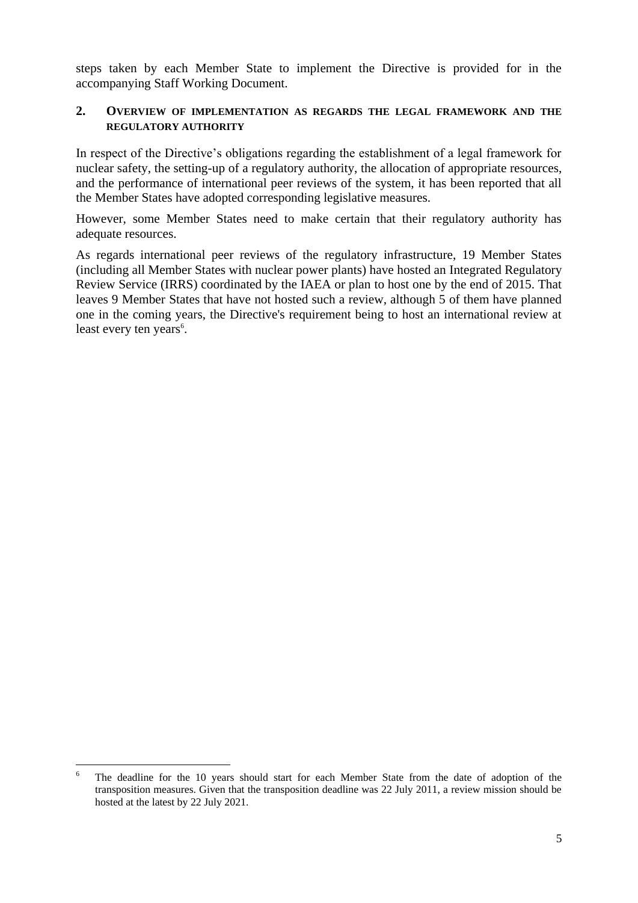steps taken by each Member State to implement the Directive is provided for in the accompanying Staff Working Document.

## 2. Overview of implementation as regards the legal framework and the regulatory authority

In respect of the Directive's obligations regarding the establishment of a legal framework for nuclear safety, the setting-up of a regulatory authority, the allocation of appropriate resources, and the performance of international peer reviews of the system, it has been reported that all the Member States have adopted corresponding legislative measures.

However, some Member States need to make certain that their regulatory authority has adequate resources.

As regards international peer reviews of the regulatory infrastructure, 19 Member States (including all Member States with nuclear power plants) have hosted an Integrated Regulatory Review Service (IRRS) coordinated by the IAEA or plan to host one by the end of 2015. That leaves 9 Member States that have not hosted such a review, although 5 of them have planned one in the coming years, the Directive's requirement being to host an international review at least every ten years[6].

[6] The deadline for the 10 years should start for each Member State from the date of adoption of the transposition measures. Given that the transposition deadline was 22 July 2011, a review mission should be hosted at the latest by 22 July 2021.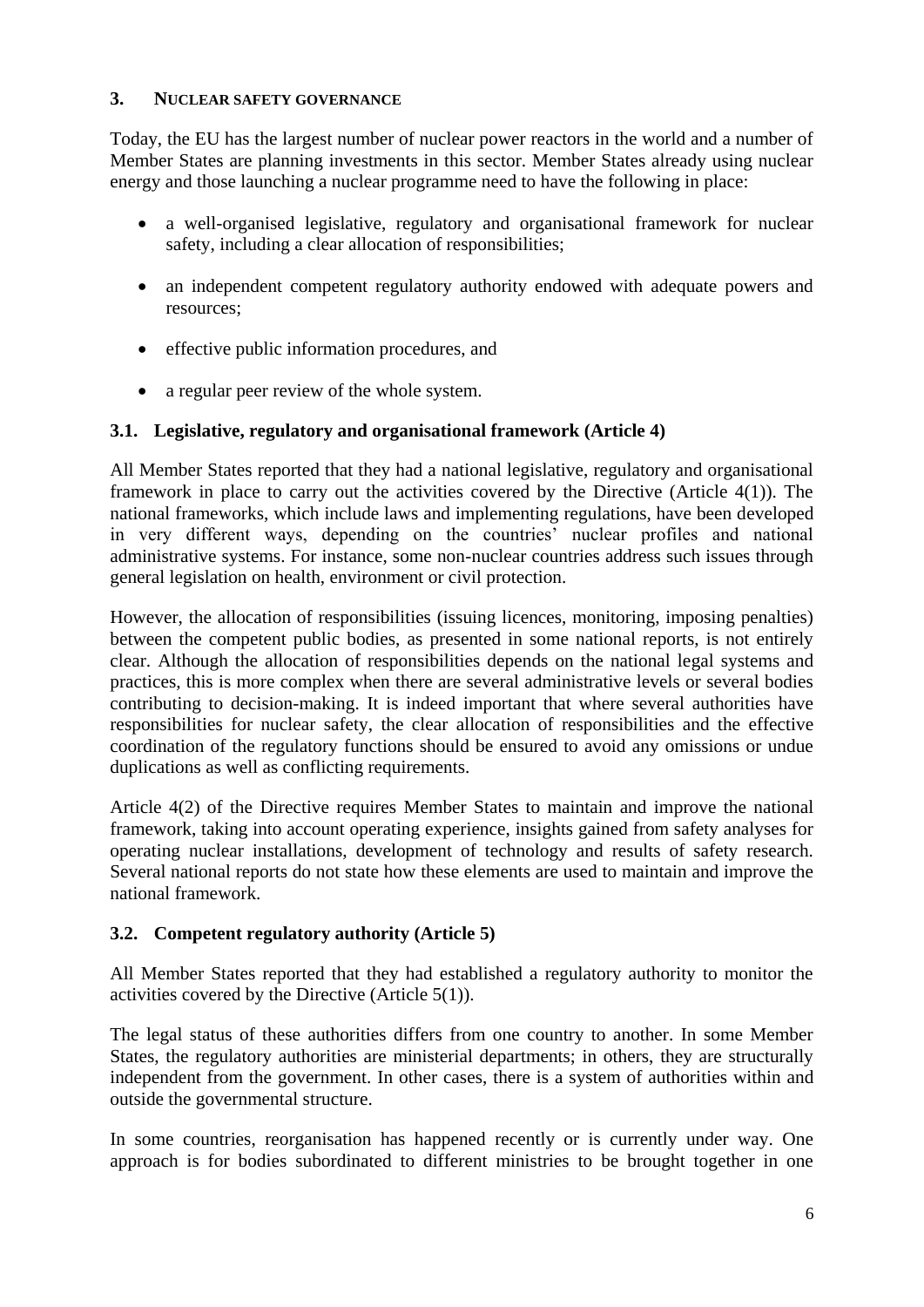## 3. NUCLEAR SAFETY GOVERNANCE

Today, the EU has the largest number of nuclear power reactors in the world and a number of Member States are planning investments in this sector. Member States already using nuclear energy and those launching a nuclear programme need to have the following in place:

- a well-organised legislative, regulatory and organisational framework for nuclear safety, including a clear allocation of responsibilities;
- an independent competent regulatory authority endowed with adequate powers and resources;
- effective public information procedures, and
- a regular peer review of the whole system.

### 3.1. Legislative, regulatory and organisational framework (Article 4)

All Member States reported that they had a national legislative, regulatory and organisational framework in place to carry out the activities covered by the Directive (Article 4(1)). The national frameworks, which include laws and implementing regulations, have been developed in very different ways, depending on the countries' nuclear profiles and national administrative systems. For instance, some non-nuclear countries address such issues through general legislation on health, environment or civil protection.

However, the allocation of responsibilities (issuing licences, monitoring, imposing penalties) between the competent public bodies, as presented in some national reports, is not entirely clear. Although the allocation of responsibilities depends on the national legal systems and practices, this is more complex when there are several administrative levels or several bodies contributing to decision-making. It is indeed important that where several authorities have responsibilities for nuclear safety, the clear allocation of responsibilities and the effective coordination of the regulatory functions should be ensured to avoid any omissions or undue duplications as well as conflicting requirements.

Article 4(2) of the Directive requires Member States to maintain and improve the national framework, taking into account operating experience, insights gained from safety analyses for operating nuclear installations, development of technology and results of safety research. Several national reports do not state how these elements are used to maintain and improve the national framework.

### 3.2. Competent regulatory authority (Article 5)

All Member States reported that they had established a regulatory authority to monitor the activities covered by the Directive (Article 5(1)).

The legal status of these authorities differs from one country to another. In some Member States, the regulatory authorities are ministerial departments; in others, they are structurally independent from the government. In other cases, there is a system of authorities within and outside the governmental structure.

In some countries, reorganisation has happened recently or is currently under way. One approach is for bodies subordinated to different ministries to be brought together in one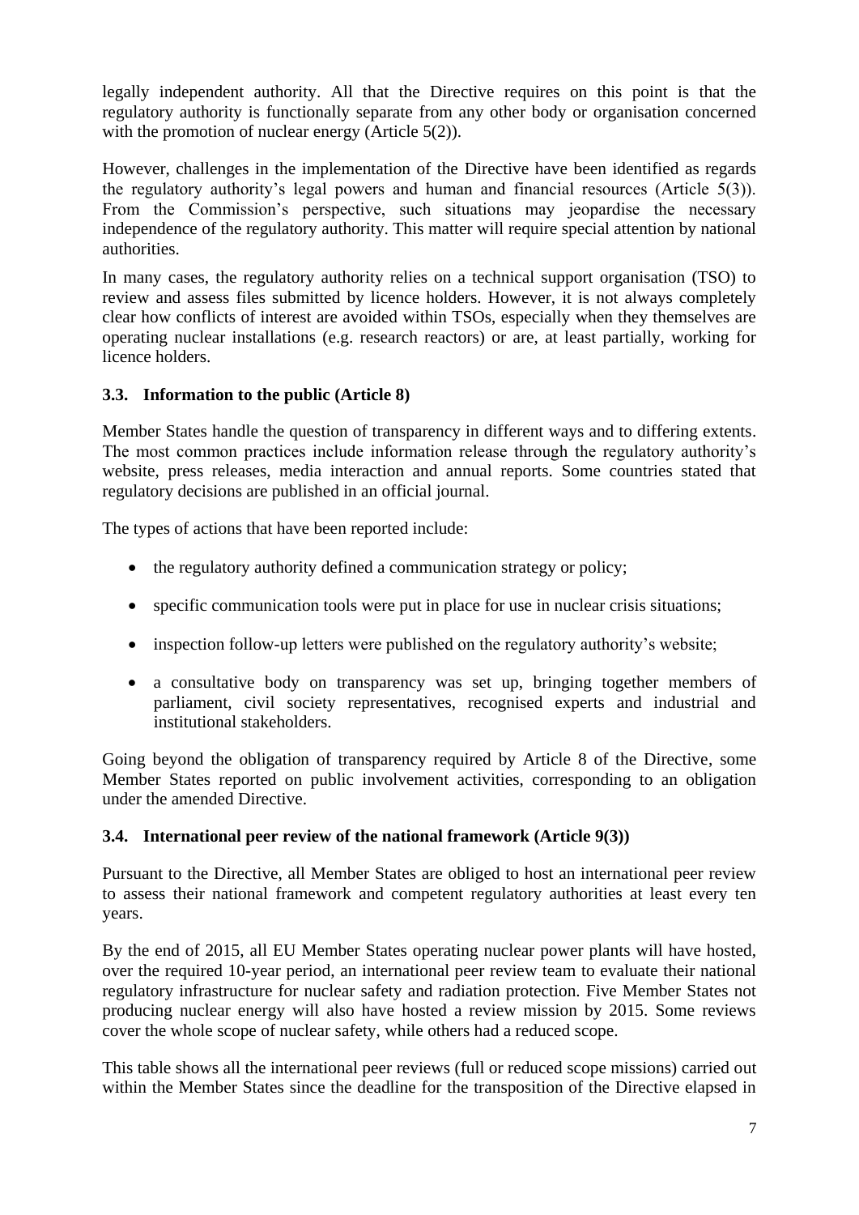legally independent authority. All that the Directive requires on this point is that the regulatory authority is functionally separate from any other body or organisation concerned with the promotion of nuclear energy (Article 5(2)).

However, challenges in the implementation of the Directive have been identified as regards the regulatory authority's legal powers and human and financial resources (Article 5(3)). From the Commission's perspective, such situations may jeopardise the necessary independence of the regulatory authority. This matter will require special attention by national authorities.

In many cases, the regulatory authority relies on a technical support organisation (TSO) to review and assess files submitted by licence holders. However, it is not always completely clear how conflicts of interest are avoided within TSOs, especially when they themselves are operating nuclear installations (e.g. research reactors) or are, at least partially, working for licence holders.

### 3.3. Information to the public (Article 8)

Member States handle the question of transparency in different ways and to differing extents. The most common practices include information release through the regulatory authority's website, press releases, media interaction and annual reports. Some countries stated that regulatory decisions are published in an official journal.

The types of actions that have been reported include:

- the regulatory authority defined a communication strategy or policy;
- specific communication tools were put in place for use in nuclear crisis situations;
- inspection follow-up letters were published on the regulatory authority's website;
- a consultative body on transparency was set up, bringing together members of parliament, civil society representatives, recognised experts and industrial and institutional stakeholders.

Going beyond the obligation of transparency required by Article 8 of the Directive, some Member States reported on public involvement activities, corresponding to an obligation under the amended Directive.

### 3.4. International peer review of the national framework (Article 9(3))

Pursuant to the Directive, all Member States are obliged to host an international peer review to assess their national framework and competent regulatory authorities at least every ten years.

By the end of 2015, all EU Member States operating nuclear power plants will have hosted, over the required 10-year period, an international peer review team to evaluate their national regulatory infrastructure for nuclear safety and radiation protection. Five Member States not producing nuclear energy will also have hosted a review mission by 2015. Some reviews cover the whole scope of nuclear safety, while others had a reduced scope.

This table shows all the international peer reviews (full or reduced scope missions) carried out within the Member States since the deadline for the transposition of the Directive elapsed in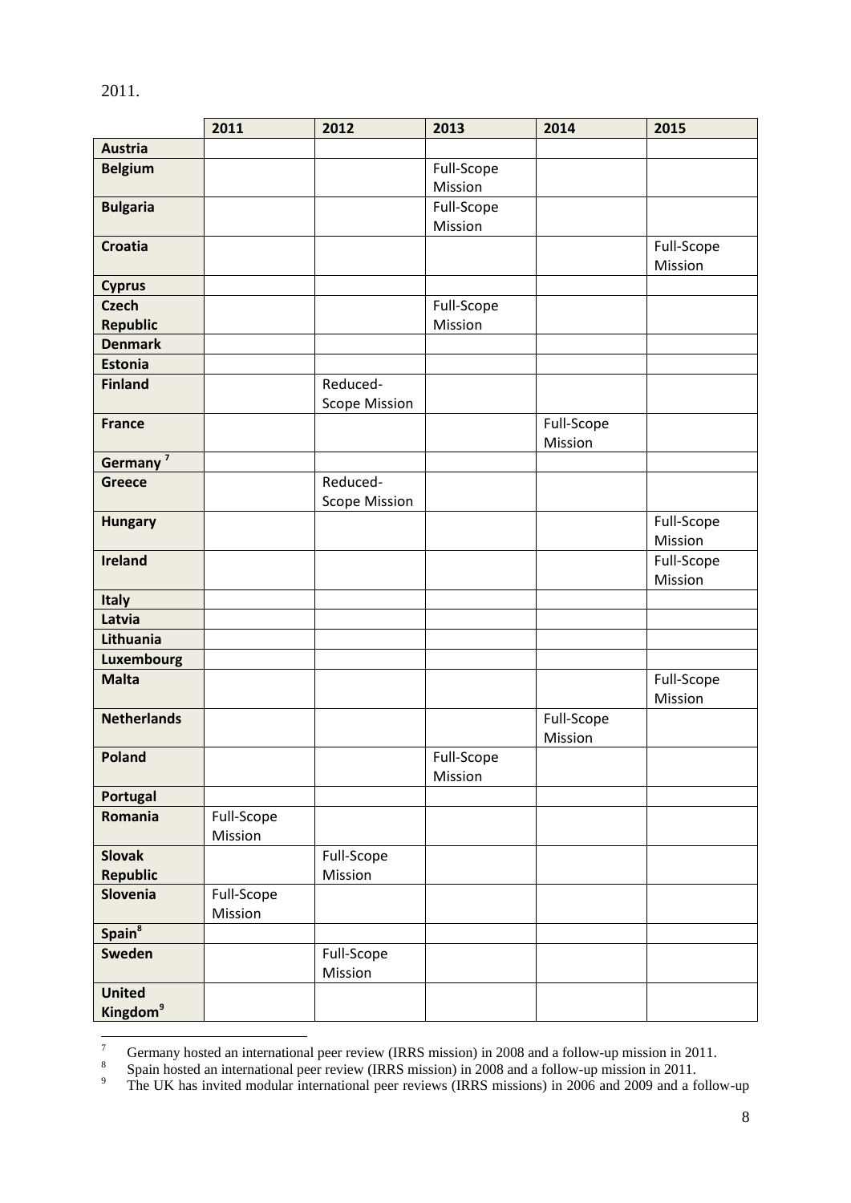2011.

| | 2011 | 2012 | 2013 | 2014 | 2015 |
|---|---|---|---|---|---|
| **Austria** | | | | | |
| **Belgium** | | | Full-Scope Mission | | |
| **Bulgaria** | | | Full-Scope Mission | | |
| **Croatia** | | | | | Full-Scope Mission |
| **Cyprus** | | | | | |
| **Czech Republic** | | | Full-Scope Mission | | |
| **Denmark** | | | | | |
| **Estonia** | | | | | |
| **Finland** | | Reduced-Scope Mission | | | |
| **France** | | | | Full-Scope Mission | |
| **Germany** [7] | | | | | |
| **Greece** | | Reduced-Scope Mission | | | |
| **Hungary** | | | | | Full-Scope Mission |
| **Ireland** | | | | | Full-Scope Mission |
| **Italy** | | | | | |
| **Latvia** | | | | | |
| **Lithuania** | | | | | |
| **Luxembourg** | | | | | |
| **Malta** | | | | | Full-Scope Mission |
| **Netherlands** | | | | Full-Scope Mission | |
| **Poland** | | | Full-Scope Mission | | |
| **Portugal** | | | | | |
| **Romania** | Full-Scope Mission | | | | |
| **Slovak Republic** | | Full-Scope Mission | | | |
| **Slovenia** | Full-Scope Mission | | | | |
| **Spain** [8] | | | | | |
| **Sweden** | | Full-Scope Mission | | | |
| **United Kingdom** [9] | | | | | |

[7] Germany hosted an international peer review (IRRS mission) in 2008 and a follow-up mission in 2011.

[8] Spain hosted an international peer review (IRRS mission) in 2008 and a follow-up mission in 2011.

[9] The UK has invited modular international peer reviews (IRRS missions) in 2006 and 2009 and a follow-up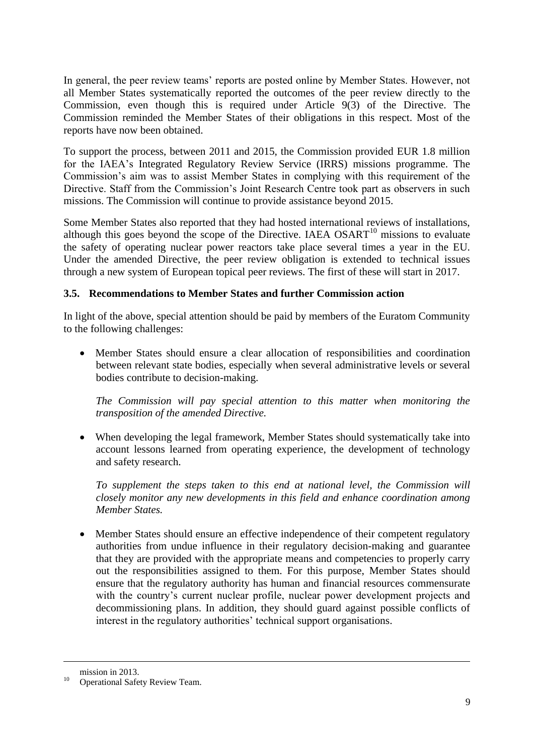In general, the peer review teams' reports are posted online by Member States. However, not all Member States systematically reported the outcomes of the peer review directly to the Commission, even though this is required under Article 9(3) of the Directive. The Commission reminded the Member States of their obligations in this respect. Most of the reports have now been obtained.

To support the process, between 2011 and 2015, the Commission provided EUR 1.8 million for the IAEA's Integrated Regulatory Review Service (IRRS) missions programme. The Commission's aim was to assist Member States in complying with this requirement of the Directive. Staff from the Commission's Joint Research Centre took part as observers in such missions. The Commission will continue to provide assistance beyond 2015.

Some Member States also reported that they had hosted international reviews of installations, although this goes beyond the scope of the Directive. IAEA OSART[10] missions to evaluate the safety of operating nuclear power reactors take place several times a year in the EU. Under the amended Directive, the peer review obligation is extended to technical issues through a new system of European topical peer reviews. The first of these will start in 2017.

### 3.5. Recommendations to Member States and further Commission action

In light of the above, special attention should be paid by members of the Euratom Community to the following challenges:

- Member States should ensure a clear allocation of responsibilities and coordination between relevant state bodies, especially when several administrative levels or several bodies contribute to decision-making.

  *The Commission will pay special attention to this matter when monitoring the transposition of the amended Directive.*

- When developing the legal framework, Member States should systematically take into account lessons learned from operating experience, the development of technology and safety research.

  *To supplement the steps taken to this end at national level, the Commission will closely monitor any new developments in this field and enhance coordination among Member States.*

- Member States should ensure an effective independence of their competent regulatory authorities from undue influence in their regulatory decision-making and guarantee that they are provided with the appropriate means and competencies to properly carry out the responsibilities assigned to them. For this purpose, Member States should ensure that the regulatory authority has human and financial resources commensurate with the country's current nuclear profile, nuclear power development projects and decommissioning plans. In addition, they should guard against possible conflicts of interest in the regulatory authorities' technical support organisations.

---

mission in 2013.

[10] Operational Safety Review Team.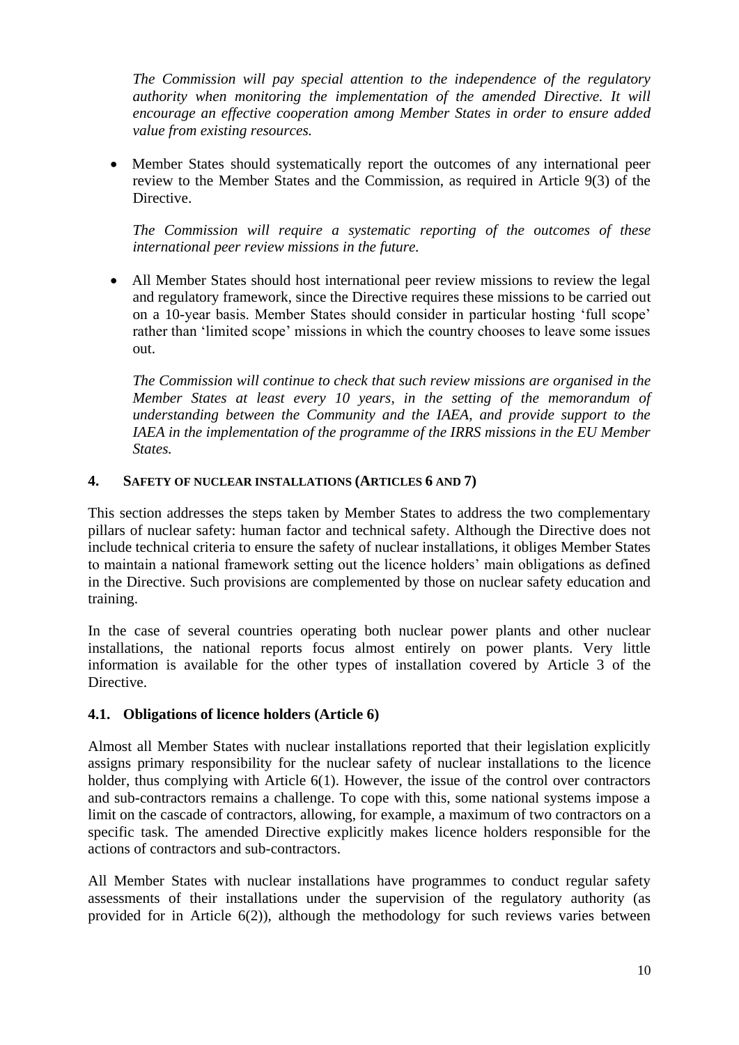*The Commission will pay special attention to the independence of the regulatory authority when monitoring the implementation of the amended Directive. It will encourage an effective cooperation among Member States in order to ensure added value from existing resources.*

- Member States should systematically report the outcomes of any international peer review to the Member States and the Commission, as required in Article 9(3) of the Directive.

  *The Commission will require a systematic reporting of the outcomes of these international peer review missions in the future.*

- All Member States should host international peer review missions to review the legal and regulatory framework, since the Directive requires these missions to be carried out on a 10-year basis. Member States should consider in particular hosting 'full scope' rather than 'limited scope' missions in which the country chooses to leave some issues out.

  *The Commission will continue to check that such review missions are organised in the Member States at least every 10 years, in the setting of the memorandum of understanding between the Community and the IAEA, and provide support to the IAEA in the implementation of the programme of the IRRS missions in the EU Member States.*

## 4. SAFETY OF NUCLEAR INSTALLATIONS (ARTICLES 6 AND 7)

This section addresses the steps taken by Member States to address the two complementary pillars of nuclear safety: human factor and technical safety. Although the Directive does not include technical criteria to ensure the safety of nuclear installations, it obliges Member States to maintain a national framework setting out the licence holders' main obligations as defined in the Directive. Such provisions are complemented by those on nuclear safety education and training.

In the case of several countries operating both nuclear power plants and other nuclear installations, the national reports focus almost entirely on power plants. Very little information is available for the other types of installation covered by Article 3 of the Directive.

### 4.1. Obligations of licence holders (Article 6)

Almost all Member States with nuclear installations reported that their legislation explicitly assigns primary responsibility for the nuclear safety of nuclear installations to the licence holder, thus complying with Article 6(1). However, the issue of the control over contractors and sub-contractors remains a challenge. To cope with this, some national systems impose a limit on the cascade of contractors, allowing, for example, a maximum of two contractors on a specific task. The amended Directive explicitly makes licence holders responsible for the actions of contractors and sub-contractors.

All Member States with nuclear installations have programmes to conduct regular safety assessments of their installations under the supervision of the regulatory authority (as provided for in Article 6(2)), although the methodology for such reviews varies between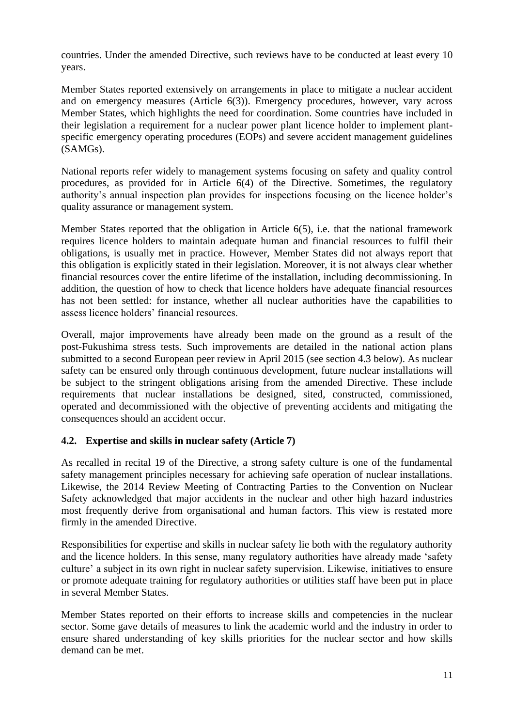countries. Under the amended Directive, such reviews have to be conducted at least every 10 years.

Member States reported extensively on arrangements in place to mitigate a nuclear accident and on emergency measures (Article 6(3)). Emergency procedures, however, vary across Member States, which highlights the need for coordination. Some countries have included in their legislation a requirement for a nuclear power plant licence holder to implement plant-specific emergency operating procedures (EOPs) and severe accident management guidelines (SAMGs).

National reports refer widely to management systems focusing on safety and quality control procedures, as provided for in Article 6(4) of the Directive. Sometimes, the regulatory authority's annual inspection plan provides for inspections focusing on the licence holder's quality assurance or management system.

Member States reported that the obligation in Article 6(5), i.e. that the national framework requires licence holders to maintain adequate human and financial resources to fulfil their obligations, is usually met in practice. However, Member States did not always report that this obligation is explicitly stated in their legislation. Moreover, it is not always clear whether financial resources cover the entire lifetime of the installation, including decommissioning. In addition, the question of how to check that licence holders have adequate financial resources has not been settled: for instance, whether all nuclear authorities have the capabilities to assess licence holders' financial resources.

Overall, major improvements have already been made on the ground as a result of the post-Fukushima stress tests. Such improvements are detailed in the national action plans submitted to a second European peer review in April 2015 (see section 4.3 below). As nuclear safety can be ensured only through continuous development, future nuclear installations will be subject to the stringent obligations arising from the amended Directive. These include requirements that nuclear installations be designed, sited, constructed, commissioned, operated and decommissioned with the objective of preventing accidents and mitigating the consequences should an accident occur.

### 4.2. Expertise and skills in nuclear safety (Article 7)

As recalled in recital 19 of the Directive, a strong safety culture is one of the fundamental safety management principles necessary for achieving safe operation of nuclear installations. Likewise, the 2014 Review Meeting of Contracting Parties to the Convention on Nuclear Safety acknowledged that major accidents in the nuclear and other high hazard industries most frequently derive from organisational and human factors. This view is restated more firmly in the amended Directive.

Responsibilities for expertise and skills in nuclear safety lie both with the regulatory authority and the licence holders. In this sense, many regulatory authorities have already made 'safety culture' a subject in its own right in nuclear safety supervision. Likewise, initiatives to ensure or promote adequate training for regulatory authorities or utilities staff have been put in place in several Member States.

Member States reported on their efforts to increase skills and competencies in the nuclear sector. Some gave details of measures to link the academic world and the industry in order to ensure shared understanding of key skills priorities for the nuclear sector and how skills demand can be met.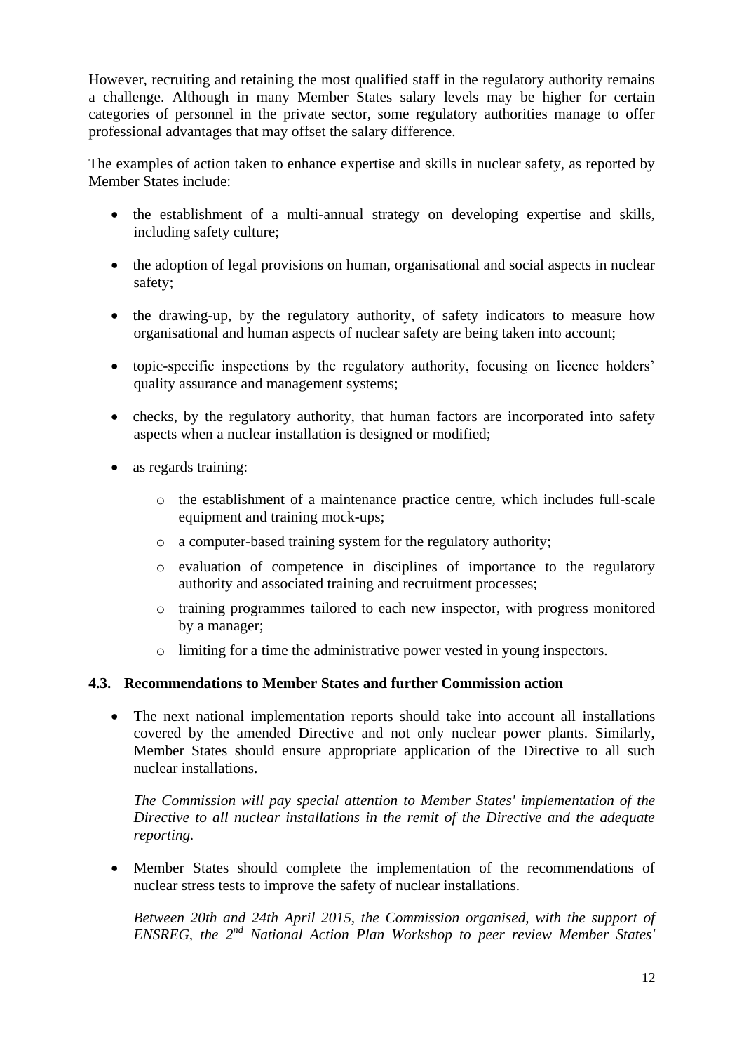However, recruiting and retaining the most qualified staff in the regulatory authority remains a challenge. Although in many Member States salary levels may be higher for certain categories of personnel in the private sector, some regulatory authorities manage to offer professional advantages that may offset the salary difference.

The examples of action taken to enhance expertise and skills in nuclear safety, as reported by Member States include:

- the establishment of a multi-annual strategy on developing expertise and skills, including safety culture;
- the adoption of legal provisions on human, organisational and social aspects in nuclear safety;
- the drawing-up, by the regulatory authority, of safety indicators to measure how organisational and human aspects of nuclear safety are being taken into account;
- topic-specific inspections by the regulatory authority, focusing on licence holders' quality assurance and management systems;
- checks, by the regulatory authority, that human factors are incorporated into safety aspects when a nuclear installation is designed or modified;
- as regards training:
  - the establishment of a maintenance practice centre, which includes full-scale equipment and training mock-ups;
  - a computer-based training system for the regulatory authority;
  - evaluation of competence in disciplines of importance to the regulatory authority and associated training and recruitment processes;
  - training programmes tailored to each new inspector, with progress monitored by a manager;
  - limiting for a time the administrative power vested in young inspectors.

### 4.3. Recommendations to Member States and further Commission action

- The next national implementation reports should take into account all installations covered by the amended Directive and not only nuclear power plants. Similarly, Member States should ensure appropriate application of the Directive to all such nuclear installations.

  *The Commission will pay special attention to Member States' implementation of the Directive to all nuclear installations in the remit of the Directive and the adequate reporting.*

- Member States should complete the implementation of the recommendations of nuclear stress tests to improve the safety of nuclear installations.

  *Between 20th and 24th April 2015, the Commission organised, with the support of ENSREG, the 2nd National Action Plan Workshop to peer review Member States'*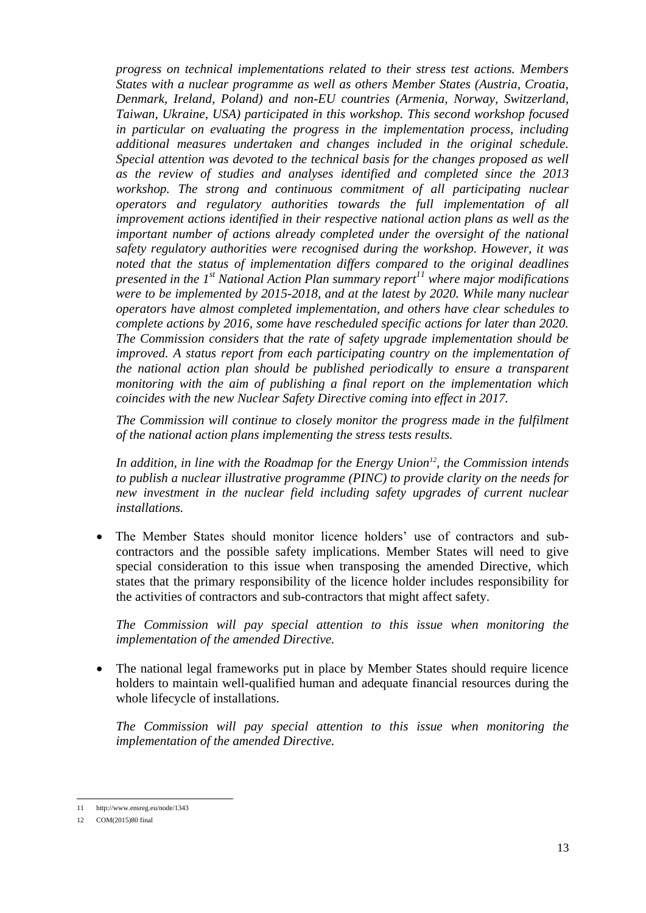*progress on technical implementations related to their stress test actions. Members States with a nuclear programme as well as others Member States (Austria, Croatia, Denmark, Ireland, Poland) and non-EU countries (Armenia, Norway, Switzerland, Taiwan, Ukraine, USA) participated in this workshop. This second workshop focused in particular on evaluating the progress in the implementation process, including additional measures undertaken and changes included in the original schedule. Special attention was devoted to the technical basis for the changes proposed as well as the review of studies and analyses identified and completed since the 2013 workshop. The strong and continuous commitment of all participating nuclear operators and regulatory authorities towards the full implementation of all improvement actions identified in their respective national action plans as well as the important number of actions already completed under the oversight of the national safety regulatory authorities were recognised during the workshop. However, it was noted that the status of implementation differs compared to the original deadlines presented in the 1st National Action Plan summary report[11] where major modifications were to be implemented by 2015-2018, and at the latest by 2020. While many nuclear operators have almost completed implementation, and others have clear schedules to complete actions by 2016, some have rescheduled specific actions for later than 2020. The Commission considers that the rate of safety upgrade implementation should be improved. A status report from each participating country on the implementation of the national action plan should be published periodically to ensure a transparent monitoring with the aim of publishing a final report on the implementation which coincides with the new Nuclear Safety Directive coming into effect in 2017.*

*The Commission will continue to closely monitor the progress made in the fulfilment of the national action plans implementing the stress tests results.*

*In addition, in line with the Roadmap for the Energy Union[12], the Commission intends to publish a nuclear illustrative programme (PINC) to provide clarity on the needs for new investment in the nuclear field including safety upgrades of current nuclear installations.*

- The Member States should monitor licence holders' use of contractors and sub-contractors and the possible safety implications. Member States will need to give special consideration to this issue when transposing the amended Directive, which states that the primary responsibility of the licence holder includes responsibility for the activities of contractors and sub-contractors that might affect safety.

  *The Commission will pay special attention to this issue when monitoring the implementation of the amended Directive.*

- The national legal frameworks put in place by Member States should require licence holders to maintain well-qualified human and adequate financial resources during the whole lifecycle of installations.

  *The Commission will pay special attention to this issue when monitoring the implementation of the amended Directive.*

---

11 http://www.ensreg.eu/node/1343

12 COM(2015)80 final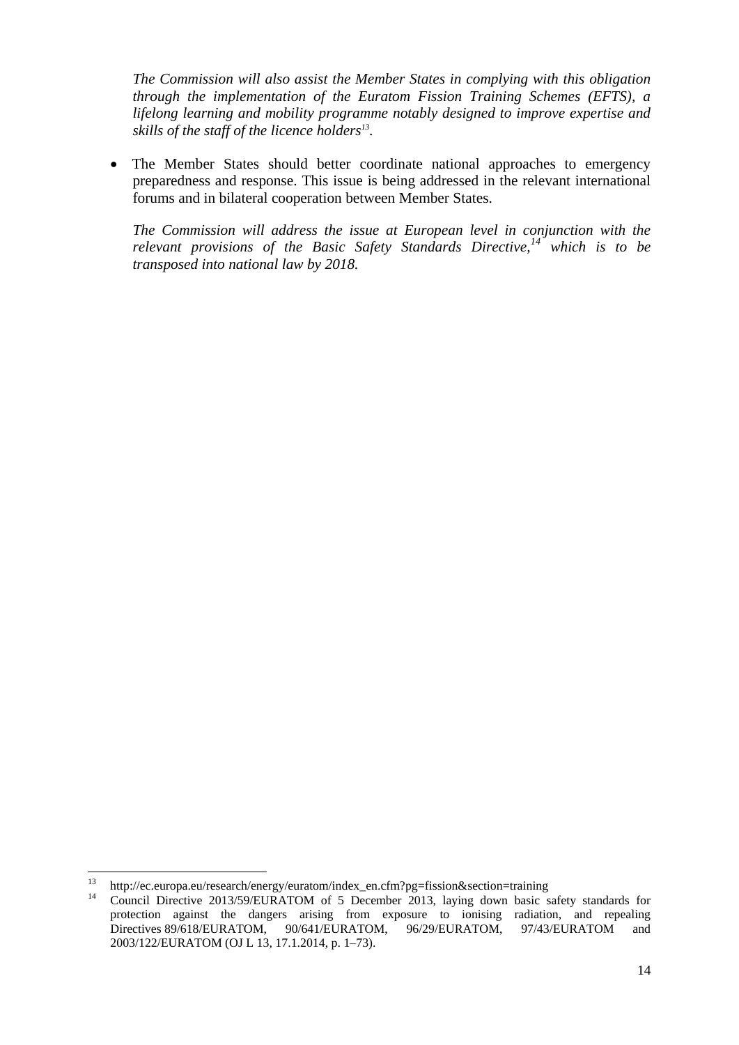*The Commission will also assist the Member States in complying with this obligation through the implementation of the Euratom Fission Training Schemes (EFTS), a lifelong learning and mobility programme notably designed to improve expertise and skills of the staff of the licence holders*[13]*.*

- The Member States should better coordinate national approaches to emergency preparedness and response. This issue is being addressed in the relevant international forums and in bilateral cooperation between Member States.

  *The Commission will address the issue at European level in conjunction with the relevant provisions of the Basic Safety Standards Directive,*[14] *which is to be transposed into national law by 2018.*

---

[13] http://ec.europa.eu/research/energy/euratom/index_en.cfm?pg=fission&section=training

[14] Council Directive 2013/59/EURATOM of 5 December 2013, laying down basic safety standards for protection against the dangers arising from exposure to ionising radiation, and repealing Directives 89/618/EURATOM, 90/641/EURATOM, 96/29/EURATOM, 97/43/EURATOM and 2003/122/EURATOM (OJ L 13, 17.1.2014, p. 1–73).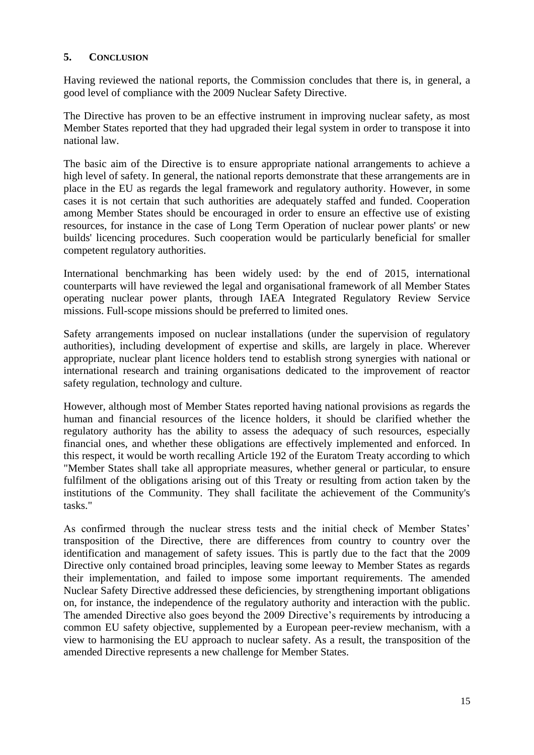## 5. CONCLUSION

Having reviewed the national reports, the Commission concludes that there is, in general, a good level of compliance with the 2009 Nuclear Safety Directive.

The Directive has proven to be an effective instrument in improving nuclear safety, as most Member States reported that they had upgraded their legal system in order to transpose it into national law.

The basic aim of the Directive is to ensure appropriate national arrangements to achieve a high level of safety. In general, the national reports demonstrate that these arrangements are in place in the EU as regards the legal framework and regulatory authority. However, in some cases it is not certain that such authorities are adequately staffed and funded. Cooperation among Member States should be encouraged in order to ensure an effective use of existing resources, for instance in the case of Long Term Operation of nuclear power plants' or new builds' licencing procedures. Such cooperation would be particularly beneficial for smaller competent regulatory authorities.

International benchmarking has been widely used: by the end of 2015, international counterparts will have reviewed the legal and organisational framework of all Member States operating nuclear power plants, through IAEA Integrated Regulatory Review Service missions. Full-scope missions should be preferred to limited ones.

Safety arrangements imposed on nuclear installations (under the supervision of regulatory authorities), including development of expertise and skills, are largely in place. Wherever appropriate, nuclear plant licence holders tend to establish strong synergies with national or international research and training organisations dedicated to the improvement of reactor safety regulation, technology and culture.

However, although most of Member States reported having national provisions as regards the human and financial resources of the licence holders, it should be clarified whether the regulatory authority has the ability to assess the adequacy of such resources, especially financial ones, and whether these obligations are effectively implemented and enforced. In this respect, it would be worth recalling Article 192 of the Euratom Treaty according to which "Member States shall take all appropriate measures, whether general or particular, to ensure fulfilment of the obligations arising out of this Treaty or resulting from action taken by the institutions of the Community. They shall facilitate the achievement of the Community's tasks."

As confirmed through the nuclear stress tests and the initial check of Member States' transposition of the Directive, there are differences from country to country over the identification and management of safety issues. This is partly due to the fact that the 2009 Directive only contained broad principles, leaving some leeway to Member States as regards their implementation, and failed to impose some important requirements. The amended Nuclear Safety Directive addressed these deficiencies, by strengthening important obligations on, for instance, the independence of the regulatory authority and interaction with the public. The amended Directive also goes beyond the 2009 Directive's requirements by introducing a common EU safety objective, supplemented by a European peer-review mechanism, with a view to harmonising the EU approach to nuclear safety. As a result, the transposition of the amended Directive represents a new challenge for Member States.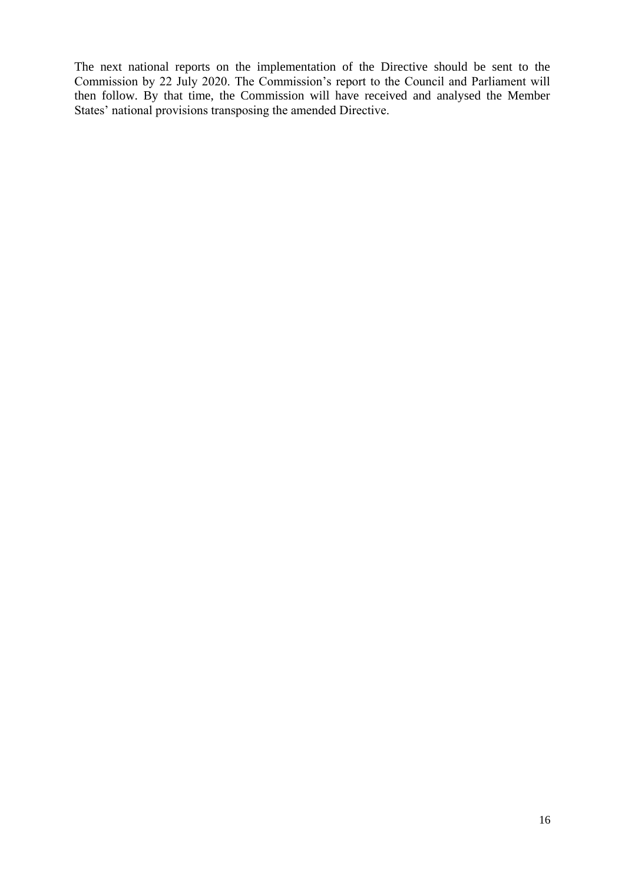The next national reports on the implementation of the Directive should be sent to the Commission by 22 July 2020. The Commission's report to the Council and Parliament will then follow. By that time, the Commission will have received and analysed the Member States' national provisions transposing the amended Directive.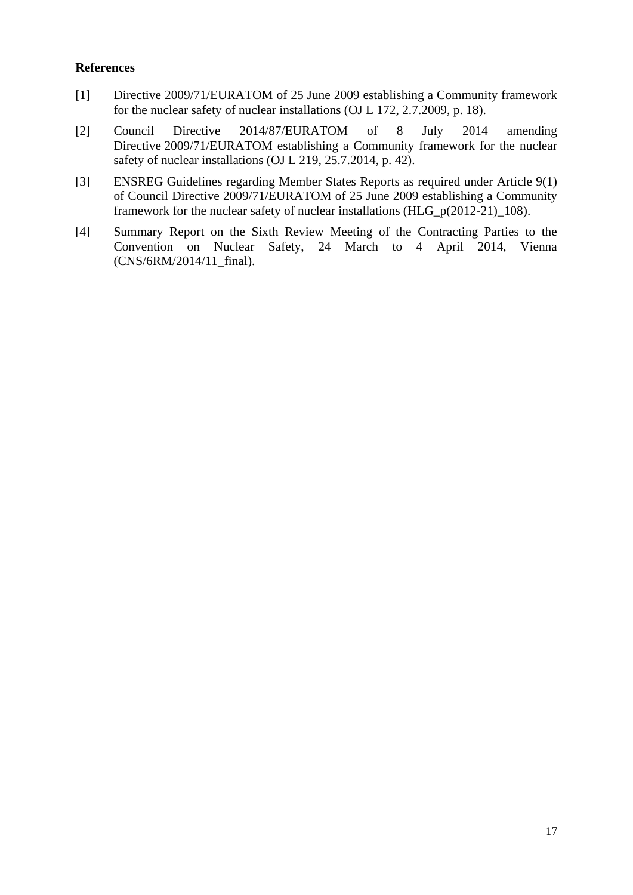**References**

[1] Directive 2009/71/EURATOM of 25 June 2009 establishing a Community framework for the nuclear safety of nuclear installations (OJ L 172, 2.7.2009, p. 18).

[2] Council Directive 2014/87/EURATOM of 8 July 2014 amending Directive 2009/71/EURATOM establishing a Community framework for the nuclear safety of nuclear installations (OJ L 219, 25.7.2014, p. 42).

[3] ENSREG Guidelines regarding Member States Reports as required under Article 9(1) of Council Directive 2009/71/EURATOM of 25 June 2009 establishing a Community framework for the nuclear safety of nuclear installations (HLG_p(2012-21)_108).

[4] Summary Report on the Sixth Review Meeting of the Contracting Parties to the Convention on Nuclear Safety, 24 March to 4 April 2014, Vienna (CNS/6RM/2014/11_final).